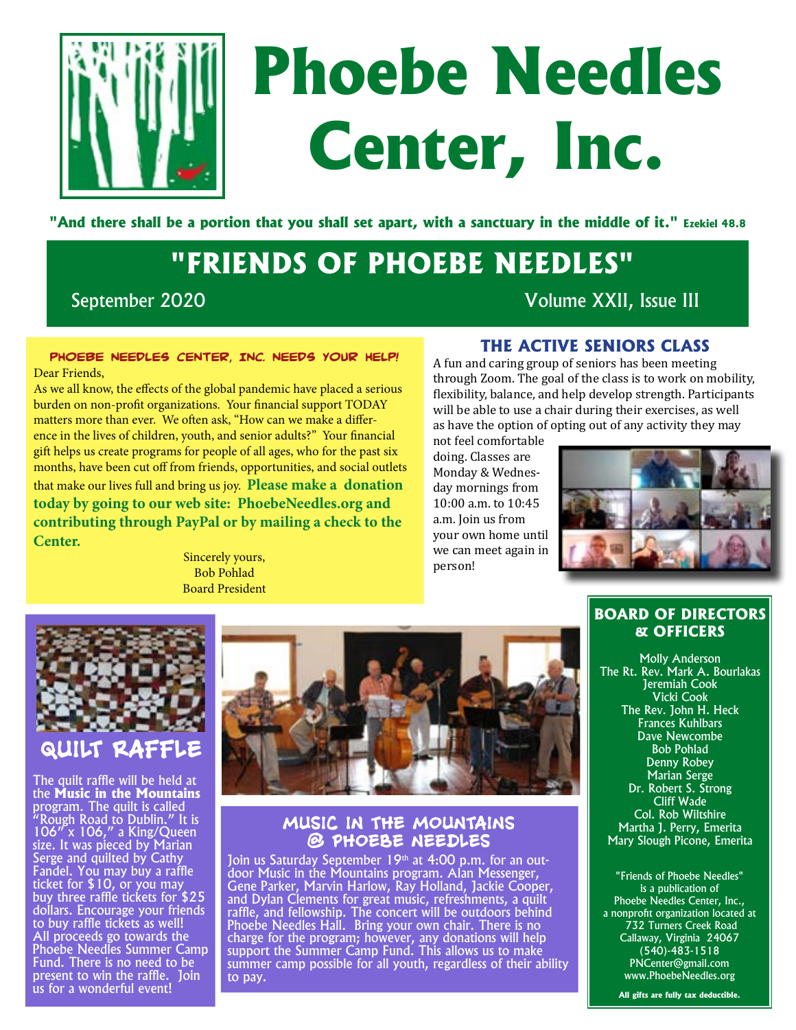# Phoebe Needles Center, Inc.

**"And there shall be a portion that you shall set apart, with a sanctuary in the middle of it." Ezekiel 48.8**

## "FRIENDS OF PHOEBE NEEDLES"

September 2020 — Volume XXII, Issue III

### PHOEBE NEEDLES CENTER, INC. NEEDS YOUR HELP!

Dear Friends,

As we all know, the effects of the global pandemic have placed a serious burden on non-profit organizations. Your financial support TODAY matters more than ever. We often ask, "How can we make a difference in the lives of children, youth, and senior adults?" Your financial gift helps us create programs for people of all ages, who for the past six months, have been cut off from friends, opportunities, and social outlets that make our lives full and bring us joy. **Please make a donation today by going to our web site: PhoebeNeedles.org and contributing through PayPal or by mailing a check to the Center.**

Sincerely yours,
Bob Pohlad
Board President

### THE ACTIVE SENIORS CLASS

A fun and caring group of seniors has been meeting through Zoom. The goal of the class is to work on mobility, flexibility, balance, and help develop strength. Participants will be able to use a chair during their exercises, as well as have the option of opting out of any activity they may not feel comfortable doing. Classes are Monday & Wednesday mornings from 10:00 a.m. to 10:45 a.m. Join us from your own home until we can meet again in person!

### QUILT RAFFLE

The quilt raffle will be held at the **Music in the Mountains** program. The quilt is called "Rough Road to Dublin." It is 106" x 106," a King/Queen size. It was pieced by Marian Serge and quilted by Cathy Fandel. You may buy a raffle ticket for $10, or you may buy three raffle tickets for $25 dollars. Encourage your friends to buy raffle tickets as well! All proceeds go towards the Phoebe Needles Summer Camp Fund. There is no need to be present to win the raffle. Join us for a wonderful event!

### MUSIC IN THE MOUNTAINS @ PHOEBE NEEDLES

Join us Saturday September 19th at 4:00 p.m. for an outdoor Music in the Mountains program. Alan Messenger, Gene Parker, Marvin Harlow, Ray Holland, Jackie Cooper, and Dylan Clements for great music, refreshments, a quilt raffle, and fellowship. The concert will be outdoors behind Phoebe Needles Hall. Bring your own chair. There is no charge for the program; however, any donations will help support the Summer Camp Fund. This allows us to make summer camp possible for all youth, regardless of their ability to pay.

### BOARD OF DIRECTORS & OFFICERS

Molly Anderson
The Rt. Rev. Mark A. Bourlakas
Jeremiah Cook
Vicki Cook
The Rev. John H. Heck
Frances Kuhlbars
Dave Newcombe
Bob Pohlad
Denny Robey
Marian Serge
Dr. Robert S. Strong
Cliff Wade
Col. Rob Wiltshire
Martha J. Perry, Emerita
Mary Slough Picone, Emerita

"Friends of Phoebe Needles" is a publication of Phoebe Needles Center, Inc., a nonprofit organization located at 732 Turners Creek Road Callaway, Virginia 24067
(540)-483-1518
PNCenter@gmail.com
www.PhoebeNeedles.org

**All gifts are fully tax deductible.**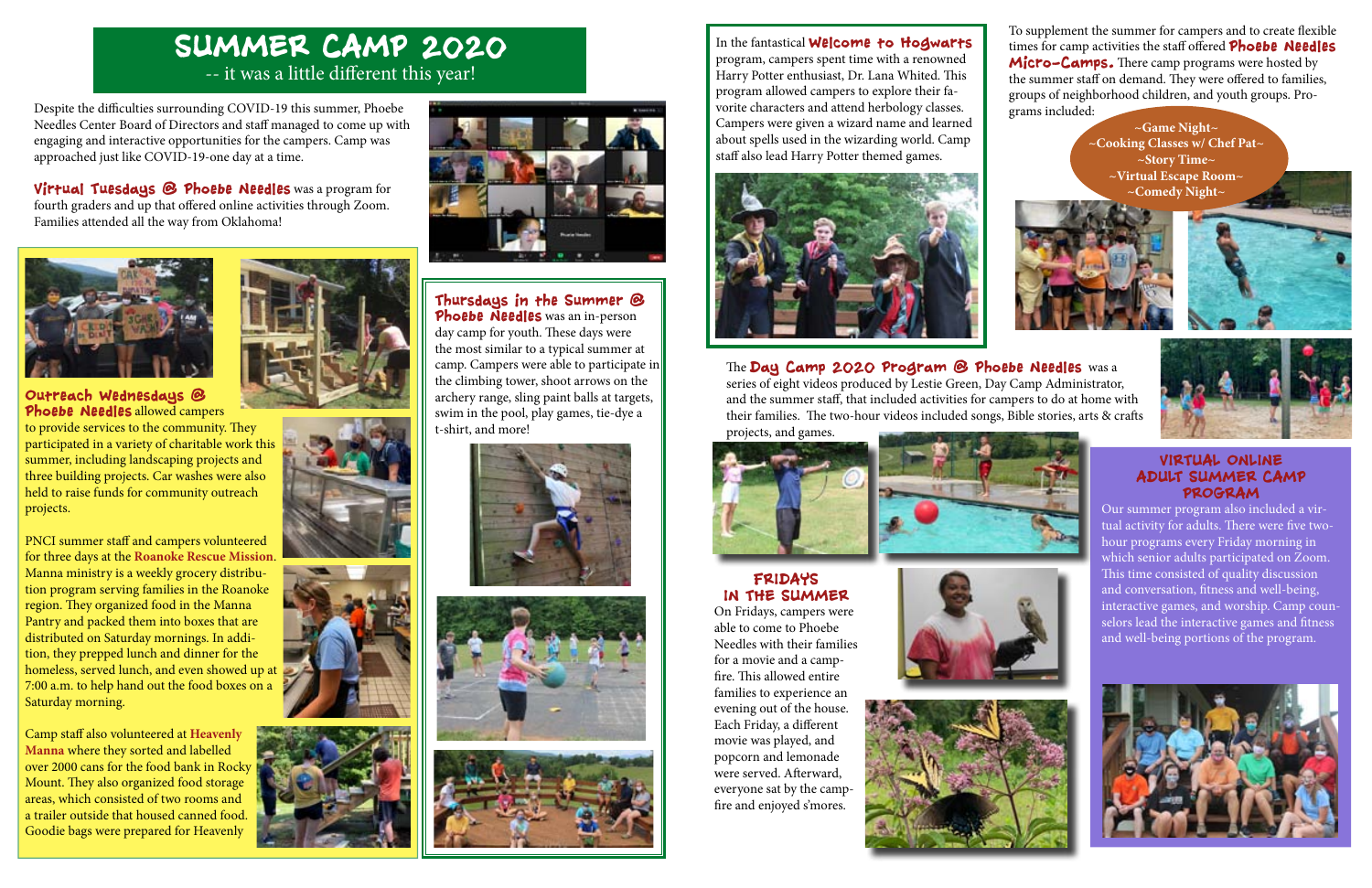# SUMMER CAMP 2020

-- it was a little different this year!

Despite the difficulties surrounding COVID-19 this summer, Phoebe Needles Center Board of Directors and staff managed to come up with engaging and interactive opportunities for the campers. Camp was approached just like COVID-19-one day at a time.

**Virtual Tuesdays @ Phoebe Needles** was a program for fourth graders and up that offered online activities through Zoom. Families attended all the way from Oklahoma!

## Outreach Wednesdays @ Phoebe Needles

**Outreach Wednesdays @ Phoebe Needles** allowed campers to provide services to the community. They participated in a variety of charitable work this summer, including landscaping projects and three building projects. Car washes were also held to raise funds for community outreach projects.

PNCI summer staff and campers volunteered for three days at the **Roanoke Rescue Mission**. Manna ministry is a weekly grocery distribution program serving families in the Roanoke region. They organized food in the Manna Pantry and packed them into boxes that are distributed on Saturday mornings. In addition, they prepped lunch and dinner for the homeless, served lunch, and even showed up at 7:00 a.m. to help hand out the food boxes on a Saturday morning.

Camp staff also volunteered at **Heavenly Manna** where they sorted and labelled over 2000 cans for the food bank in Rocky Mount. They also organized food storage areas, which consisted of two rooms and a trailer outside that housed canned food. Goodie bags were prepared for Heavenly

## Thursdays in the Summer @ Phoebe Needles

**Thursdays in the Summer @ Phoebe Needles** was an in-person day camp for youth. These days were the most similar to a typical summer at camp. Campers were able to participate in the climbing tower, shoot arrows on the archery range, sling paint balls at targets, swim in the pool, play games, tie-dye a t-shirt, and more!

## Welcome to Hogwarts

In the fantastical **Welcome to Hogwarts** program, campers spent time with a renowned Harry Potter enthusiast, Dr. Lana Whited. This program allowed campers to explore their favorite characters and attend herbology classes. Campers were given a wizard name and learned about spells used in the wizarding world. Camp staff also lead Harry Potter themed games.

## Phoebe Needles Micro-Camps

To supplement the summer for campers and to create flexible times for camp activities the staff offered **Phoebe Needles Micro-Camps.** There camp programs were hosted by the summer staff on demand. They were offered to families, groups of neighborhood children, and youth groups. Programs included:

~Game Night~
~Cooking Classes w/ Chef Pat~
~Story Time~
~Virtual Escape Room~
~Comedy Night~

## Day Camp 2020 Program @ Phoebe Needles

The **Day Camp 2020 Program @ Phoebe Needles** was a series of eight videos produced by Lestie Green, Day Camp Administrator, and the summer staff, that included activities for campers to do at home with their families. The two-hour videos included songs, Bible stories, arts & crafts projects, and games.

## Fridays in the Summer

On Fridays, campers were able to come to Phoebe Needles with their families for a movie and a campfire. This allowed entire families to experience an evening out of the house. Each Friday, a different movie was played, and popcorn and lemonade were served. Afterward, everyone sat by the campfire and enjoyed s'mores.

## Virtual Online Adult Summer Camp Program

Our summer program also included a virtual activity for adults. There were five two-hour programs every Friday morning in which senior adults participated on Zoom. This time consisted of quality discussion and conversation, fitness and well-being, interactive games, and worship. Camp counselors lead the interactive games and fitness and well-being portions of the program.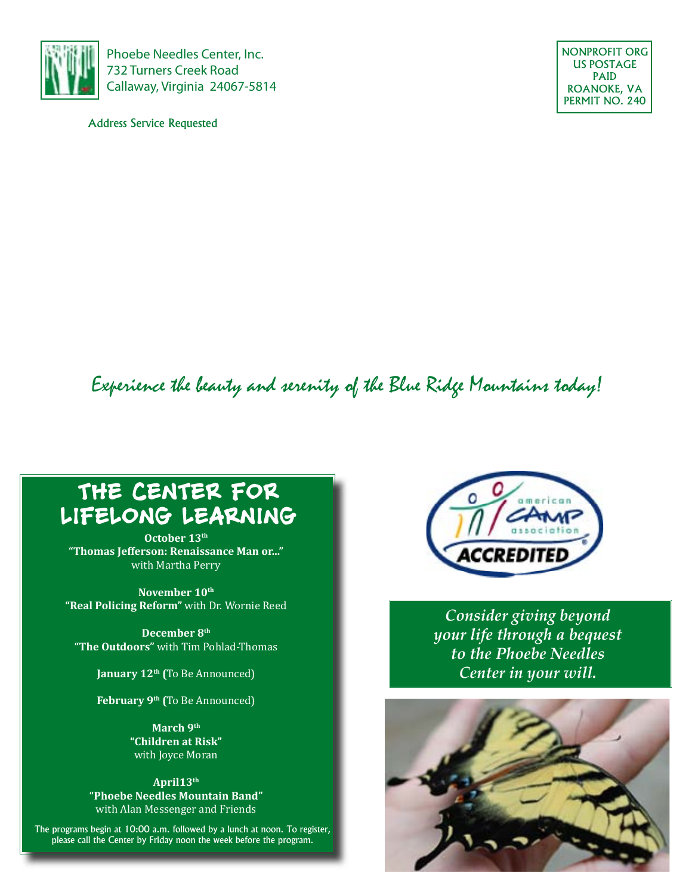Phoebe Needles Center, Inc.
732 Turners Creek Road
Callaway, Virginia 24067-5814

Address Service Requested

NONPROFIT ORG
US POSTAGE
PAID
ROANOKE, VA
PERMIT NO. 240

*Experience the beauty and serenity of the Blue Ridge Mountains today!*

## THE CENTER FOR LIFELONG LEARNING

**October 13th**
**"Thomas Jefferson: Renaissance Man or..."**
with Martha Perry

**November 10th**
**"Real Policing Reform"** with Dr. Wornie Reed

**December 8th**
**"The Outdoors"** with Tim Pohlad-Thomas

**January 12th (**To Be Announced)

**February 9th (**To Be Announced)

**March 9th**
**"Children at Risk"**
with Joyce Moran

**April13th**
**"Phoebe Needles Mountain Band"**
with Alan Messenger and Friends

The programs begin at 10:00 a.m. followed by a lunch at noon. To register, please call the Center by Friday noon the week before the program.

american CAMP association ACCREDITED

*Consider giving beyond your life through a bequest to the Phoebe Needles Center in your will.*